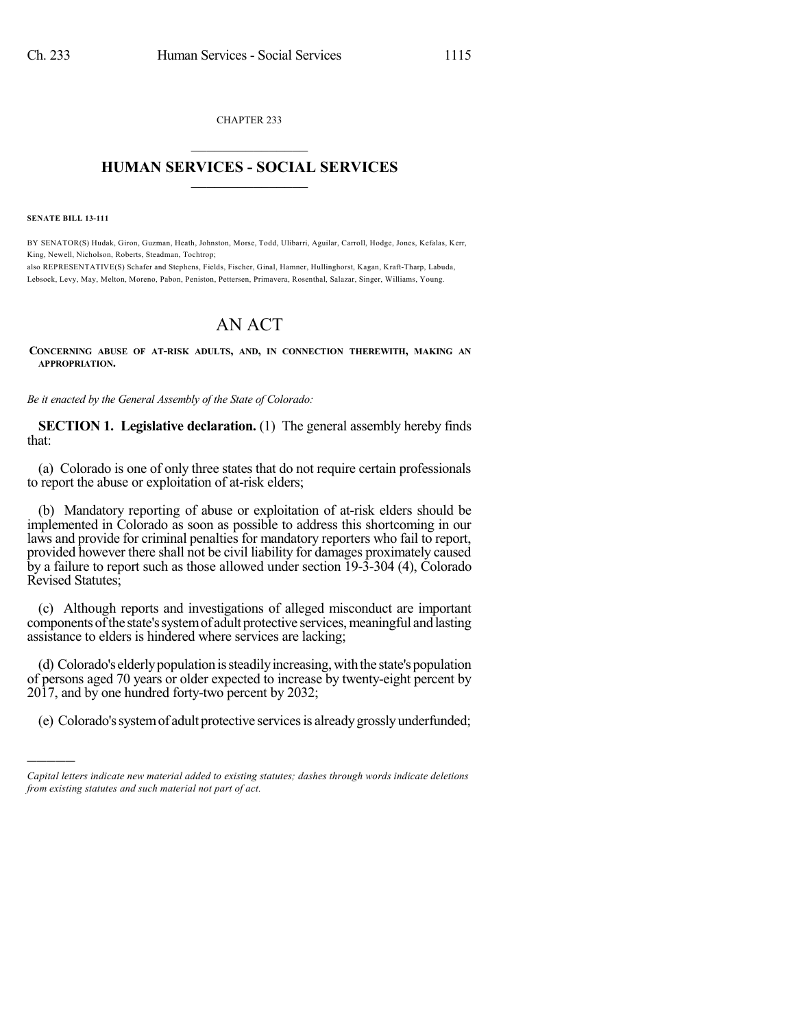CHAPTER 233

# HUMAN SERVICES - SOCIAL SERVICES

**SENATE BILL 13-111**

BY SENATOR(S) Hudak, Giron, Guzman, Heath, Johnston, Morse, Todd, Ulibarri, Aguilar, Carroll, Hodge, Jones, Kefalas, Kerr, King, Newell, Nicholson, Roberts, Steadman, Tochtrop;
also REPRESENTATIVE(S) Schafer and Stephens, Fields, Fischer, Ginal, Hamner, Hullinghorst, Kagan, Kraft-Tharp, Labuda, Lebsock, Levy, May, Melton, Moreno, Pabon, Peniston, Pettersen, Primavera, Rosenthal, Salazar, Singer, Williams, Young.

# AN ACT

**CONCERNING ABUSE OF AT-RISK ADULTS, AND, IN CONNECTION THEREWITH, MAKING AN APPROPRIATION.**

*Be it enacted by the General Assembly of the State of Colorado:*

**SECTION 1. Legislative declaration.** (1) The general assembly hereby finds that:

(a) Colorado is one of only three states that do not require certain professionals to report the abuse or exploitation of at-risk elders;

(b) Mandatory reporting of abuse or exploitation of at-risk elders should be implemented in Colorado as soon as possible to address this shortcoming in our laws and provide for criminal penalties for mandatory reporters who fail to report, provided however there shall not be civil liability for damages proximately caused by a failure to report such as those allowed under section 19-3-304 (4), Colorado Revised Statutes;

(c) Although reports and investigations of alleged misconduct are important components of the state's system of adult protective services, meaningful and lasting assistance to elders is hindered where services are lacking;

(d) Colorado's elderly population is steadily increasing, with the state's population of persons aged 70 years or older expected to increase by twenty-eight percent by 2017, and by one hundred forty-two percent by 2032;

(e) Colorado's system of adult protective services is already grossly underfunded;

---

*Capital letters indicate new material added to existing statutes; dashes through words indicate deletions from existing statutes and such material not part of act.*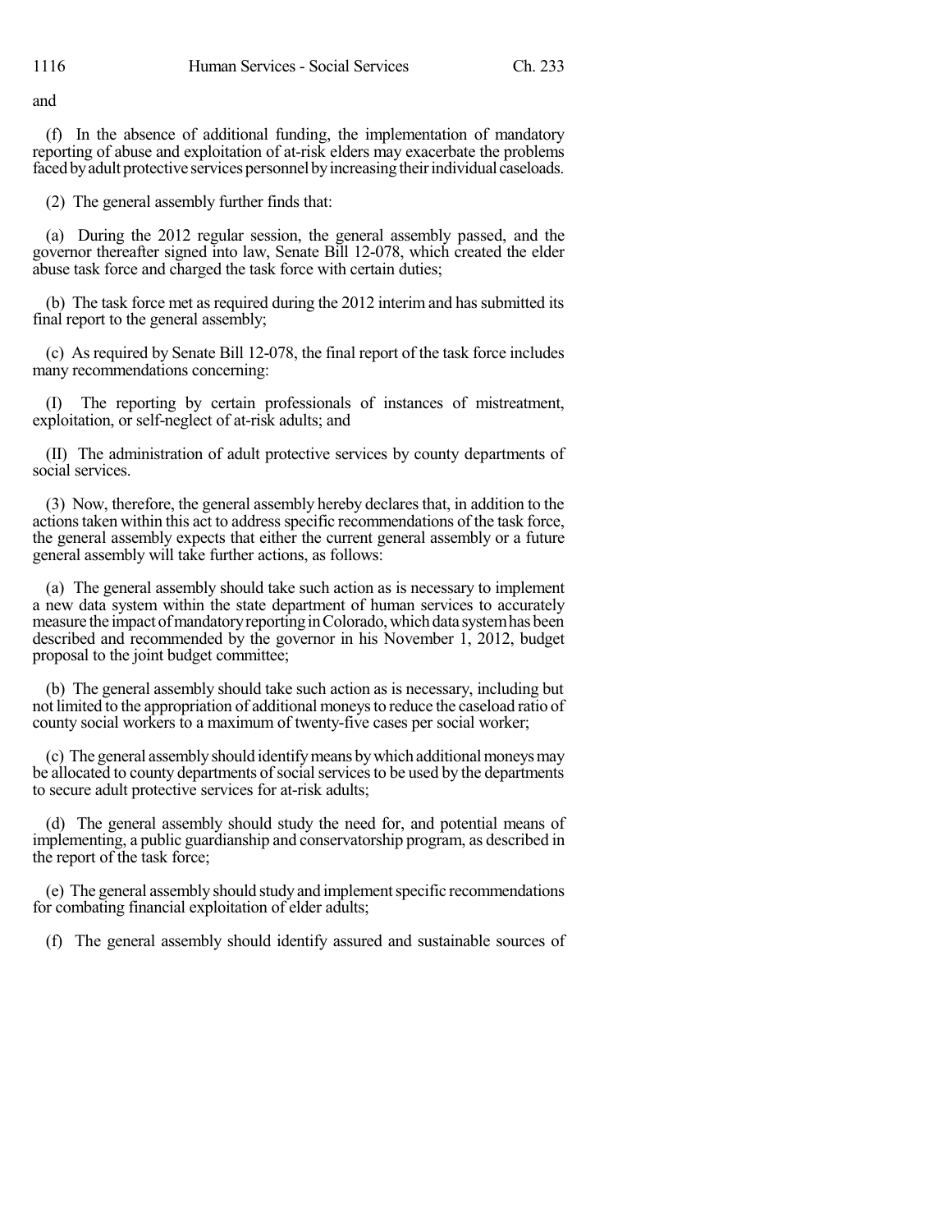and

(f) In the absence of additional funding, the implementation of mandatory reporting of abuse and exploitation of at-risk elders may exacerbate the problems faced by adult protective services personnel by increasing their individual caseloads.

(2) The general assembly further finds that:

(a) During the 2012 regular session, the general assembly passed, and the governor thereafter signed into law, Senate Bill 12-078, which created the elder abuse task force and charged the task force with certain duties;

(b) The task force met as required during the 2012 interim and has submitted its final report to the general assembly;

(c) As required by Senate Bill 12-078, the final report of the task force includes many recommendations concerning:

(I) The reporting by certain professionals of instances of mistreatment, exploitation, or self-neglect of at-risk adults; and

(II) The administration of adult protective services by county departments of social services.

(3) Now, therefore, the general assembly hereby declares that, in addition to the actions taken within this act to address specific recommendations of the task force, the general assembly expects that either the current general assembly or a future general assembly will take further actions, as follows:

(a) The general assembly should take such action as is necessary to implement a new data system within the state department of human services to accurately measure the impact of mandatory reporting in Colorado, which data system has been described and recommended by the governor in his November 1, 2012, budget proposal to the joint budget committee;

(b) The general assembly should take such action as is necessary, including but not limited to the appropriation of additional moneys to reduce the caseload ratio of county social workers to a maximum of twenty-five cases per social worker;

(c) The general assembly should identify means by which additional moneys may be allocated to county departments of social services to be used by the departments to secure adult protective services for at-risk adults;

(d) The general assembly should study the need for, and potential means of implementing, a public guardianship and conservatorship program, as described in the report of the task force;

(e) The general assembly should study and implement specific recommendations for combating financial exploitation of elder adults;

(f) The general assembly should identify assured and sustainable sources of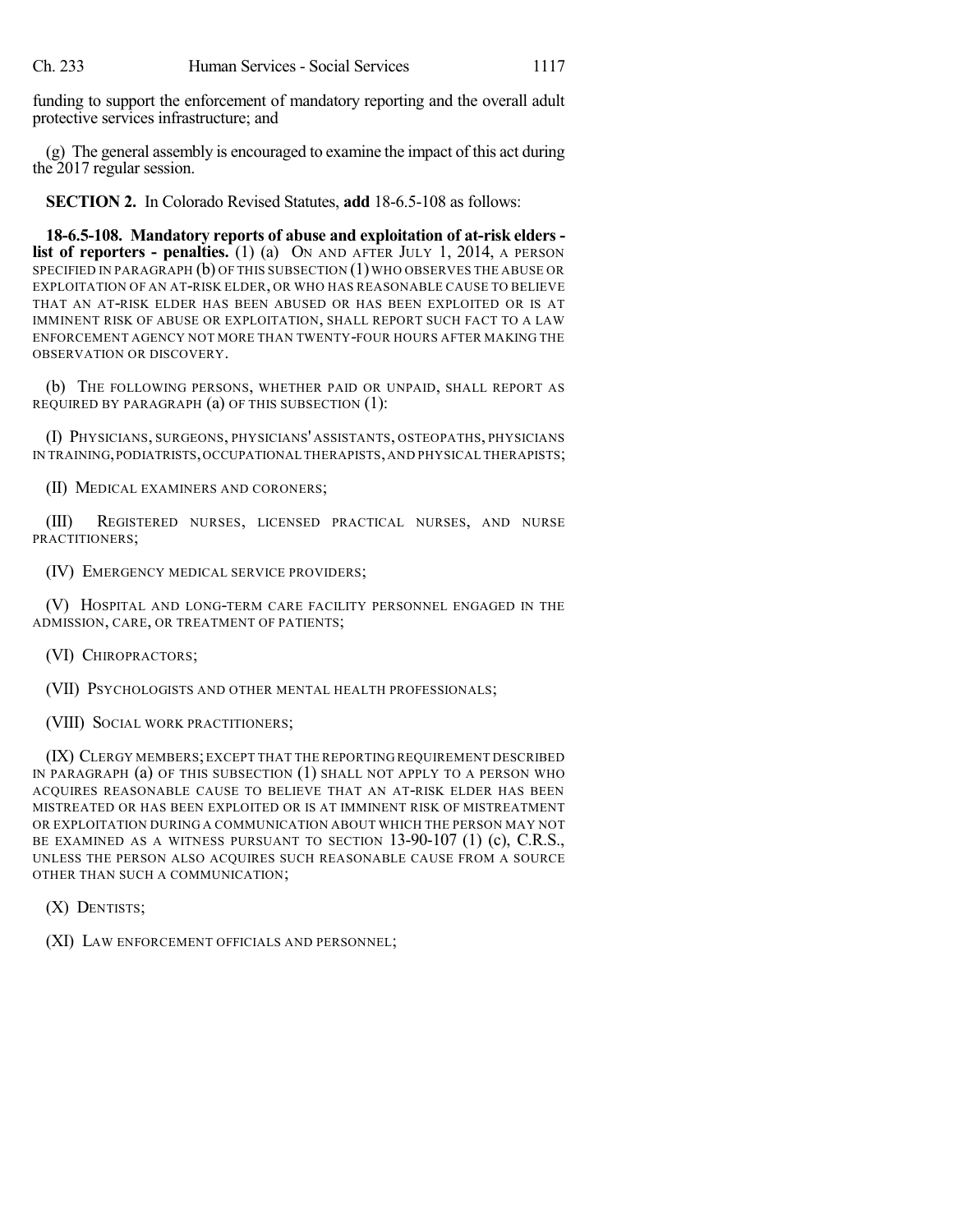funding to support the enforcement of mandatory reporting and the overall adult protective services infrastructure; and

(g) The general assembly is encouraged to examine the impact of this act during the 2017 regular session.

**SECTION 2.** In Colorado Revised Statutes, **add** 18-6.5-108 as follows:

**18-6.5-108. Mandatory reports of abuse and exploitation of at-risk elders - list of reporters - penalties.** (1) (a) ON AND AFTER JULY 1, 2014, A PERSON SPECIFIED IN PARAGRAPH (b) OF THIS SUBSECTION (1) WHO OBSERVES THE ABUSE OR EXPLOITATION OF AN AT-RISK ELDER, OR WHO HAS REASONABLE CAUSE TO BELIEVE THAT AN AT-RISK ELDER HAS BEEN ABUSED OR HAS BEEN EXPLOITED OR IS AT IMMINENT RISK OF ABUSE OR EXPLOITATION, SHALL REPORT SUCH FACT TO A LAW ENFORCEMENT AGENCY NOT MORE THAN TWENTY-FOUR HOURS AFTER MAKING THE OBSERVATION OR DISCOVERY.

(b) THE FOLLOWING PERSONS, WHETHER PAID OR UNPAID, SHALL REPORT AS REQUIRED BY PARAGRAPH (a) OF THIS SUBSECTION (1):

(I) PHYSICIANS, SURGEONS, PHYSICIANS' ASSISTANTS, OSTEOPATHS, PHYSICIANS IN TRAINING, PODIATRISTS, OCCUPATIONAL THERAPISTS, AND PHYSICAL THERAPISTS;

(II) MEDICAL EXAMINERS AND CORONERS;

(III) REGISTERED NURSES, LICENSED PRACTICAL NURSES, AND NURSE PRACTITIONERS;

(IV) EMERGENCY MEDICAL SERVICE PROVIDERS;

(V) HOSPITAL AND LONG-TERM CARE FACILITY PERSONNEL ENGAGED IN THE ADMISSION, CARE, OR TREATMENT OF PATIENTS;

(VI) CHIROPRACTORS;

(VII) PSYCHOLOGISTS AND OTHER MENTAL HEALTH PROFESSIONALS;

(VIII) SOCIAL WORK PRACTITIONERS;

(IX) CLERGY MEMBERS; EXCEPT THAT THE REPORTING REQUIREMENT DESCRIBED IN PARAGRAPH (a) OF THIS SUBSECTION (1) SHALL NOT APPLY TO A PERSON WHO ACQUIRES REASONABLE CAUSE TO BELIEVE THAT AN AT-RISK ELDER HAS BEEN MISTREATED OR HAS BEEN EXPLOITED OR IS AT IMMINENT RISK OF MISTREATMENT OR EXPLOITATION DURING A COMMUNICATION ABOUT WHICH THE PERSON MAY NOT BE EXAMINED AS A WITNESS PURSUANT TO SECTION 13-90-107 (1) (c), C.R.S., UNLESS THE PERSON ALSO ACQUIRES SUCH REASONABLE CAUSE FROM A SOURCE OTHER THAN SUCH A COMMUNICATION;

(X) DENTISTS;

(XI) LAW ENFORCEMENT OFFICIALS AND PERSONNEL;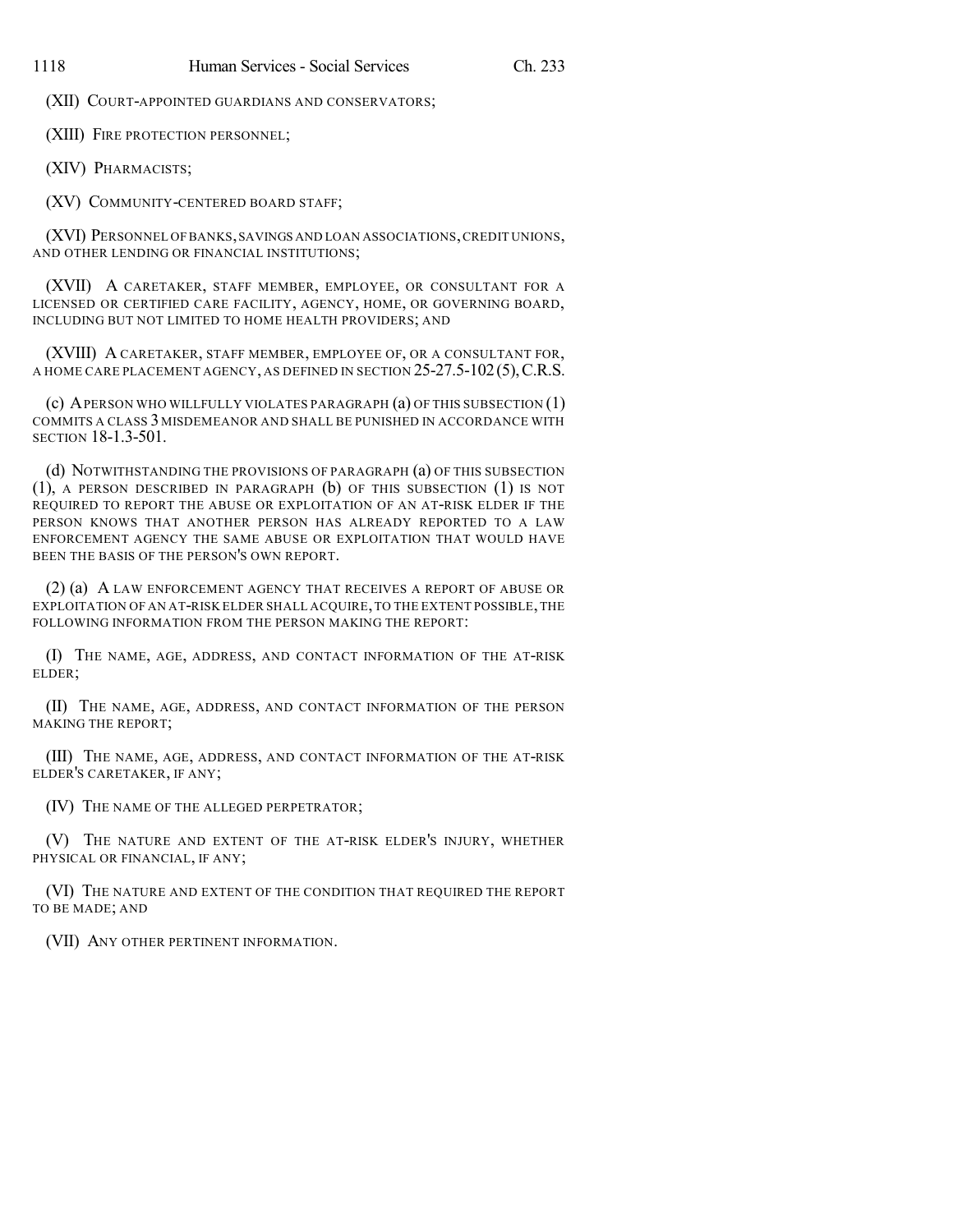(XII) COURT-APPOINTED GUARDIANS AND CONSERVATORS;

(XIII) FIRE PROTECTION PERSONNEL;

(XIV) PHARMACISTS;

(XV) COMMUNITY-CENTERED BOARD STAFF;

(XVI) PERSONNEL OF BANKS, SAVINGS AND LOAN ASSOCIATIONS, CREDIT UNIONS, AND OTHER LENDING OR FINANCIAL INSTITUTIONS;

(XVII) A CARETAKER, STAFF MEMBER, EMPLOYEE, OR CONSULTANT FOR A LICENSED OR CERTIFIED CARE FACILITY, AGENCY, HOME, OR GOVERNING BOARD, INCLUDING BUT NOT LIMITED TO HOME HEALTH PROVIDERS; AND

(XVIII) A CARETAKER, STAFF MEMBER, EMPLOYEE OF, OR A CONSULTANT FOR, A HOME CARE PLACEMENT AGENCY, AS DEFINED IN SECTION 25-27.5-102 (5), C.R.S.

(c) A PERSON WHO WILLFULLY VIOLATES PARAGRAPH (a) OF THIS SUBSECTION (1) COMMITS A CLASS 3 MISDEMEANOR AND SHALL BE PUNISHED IN ACCORDANCE WITH SECTION 18-1.3-501.

(d) NOTWITHSTANDING THE PROVISIONS OF PARAGRAPH (a) OF THIS SUBSECTION (1), A PERSON DESCRIBED IN PARAGRAPH (b) OF THIS SUBSECTION (1) IS NOT REQUIRED TO REPORT THE ABUSE OR EXPLOITATION OF AN AT-RISK ELDER IF THE PERSON KNOWS THAT ANOTHER PERSON HAS ALREADY REPORTED TO A LAW ENFORCEMENT AGENCY THE SAME ABUSE OR EXPLOITATION THAT WOULD HAVE BEEN THE BASIS OF THE PERSON'S OWN REPORT.

(2) (a) A LAW ENFORCEMENT AGENCY THAT RECEIVES A REPORT OF ABUSE OR EXPLOITATION OF AN AT-RISK ELDER SHALL ACQUIRE, TO THE EXTENT POSSIBLE, THE FOLLOWING INFORMATION FROM THE PERSON MAKING THE REPORT:

(I) THE NAME, AGE, ADDRESS, AND CONTACT INFORMATION OF THE AT-RISK ELDER;

(II) THE NAME, AGE, ADDRESS, AND CONTACT INFORMATION OF THE PERSON MAKING THE REPORT;

(III) THE NAME, AGE, ADDRESS, AND CONTACT INFORMATION OF THE AT-RISK ELDER'S CARETAKER, IF ANY;

(IV) THE NAME OF THE ALLEGED PERPETRATOR;

(V) THE NATURE AND EXTENT OF THE AT-RISK ELDER'S INJURY, WHETHER PHYSICAL OR FINANCIAL, IF ANY;

(VI) THE NATURE AND EXTENT OF THE CONDITION THAT REQUIRED THE REPORT TO BE MADE; AND

(VII) ANY OTHER PERTINENT INFORMATION.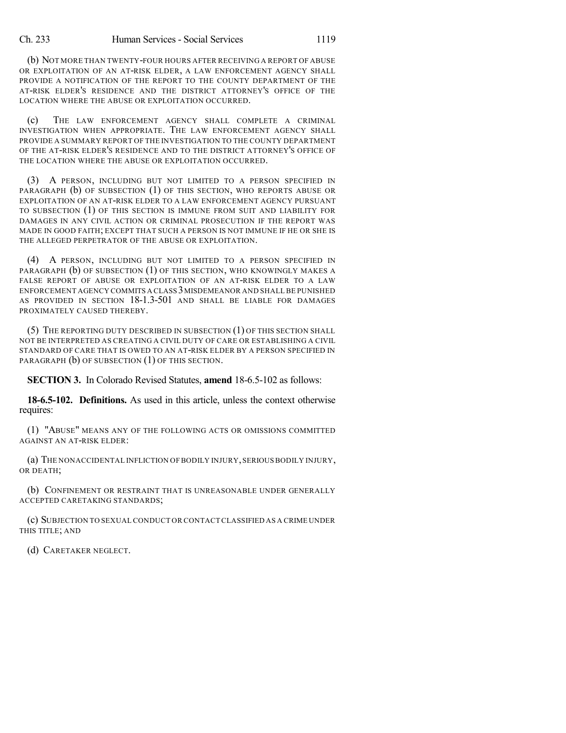(b) NOT MORE THAN TWENTY-FOUR HOURS AFTER RECEIVING A REPORT OF ABUSE OR EXPLOITATION OF AN AT-RISK ELDER, A LAW ENFORCEMENT AGENCY SHALL PROVIDE A NOTIFICATION OF THE REPORT TO THE COUNTY DEPARTMENT OF THE AT-RISK ELDER'S RESIDENCE AND THE DISTRICT ATTORNEY'S OFFICE OF THE LOCATION WHERE THE ABUSE OR EXPLOITATION OCCURRED.

(c) THE LAW ENFORCEMENT AGENCY SHALL COMPLETE A CRIMINAL INVESTIGATION WHEN APPROPRIATE. THE LAW ENFORCEMENT AGENCY SHALL PROVIDE A SUMMARY REPORT OF THE INVESTIGATION TO THE COUNTY DEPARTMENT OF THE AT-RISK ELDER'S RESIDENCE AND TO THE DISTRICT ATTORNEY'S OFFICE OF THE LOCATION WHERE THE ABUSE OR EXPLOITATION OCCURRED.

(3) A PERSON, INCLUDING BUT NOT LIMITED TO A PERSON SPECIFIED IN PARAGRAPH (b) OF SUBSECTION (1) OF THIS SECTION, WHO REPORTS ABUSE OR EXPLOITATION OF AN AT-RISK ELDER TO A LAW ENFORCEMENT AGENCY PURSUANT TO SUBSECTION (1) OF THIS SECTION IS IMMUNE FROM SUIT AND LIABILITY FOR DAMAGES IN ANY CIVIL ACTION OR CRIMINAL PROSECUTION IF THE REPORT WAS MADE IN GOOD FAITH; EXCEPT THAT SUCH A PERSON IS NOT IMMUNE IF HE OR SHE IS THE ALLEGED PERPETRATOR OF THE ABUSE OR EXPLOITATION.

(4) A PERSON, INCLUDING BUT NOT LIMITED TO A PERSON SPECIFIED IN PARAGRAPH (b) OF SUBSECTION (1) OF THIS SECTION, WHO KNOWINGLY MAKES A FALSE REPORT OF ABUSE OR EXPLOITATION OF AN AT-RISK ELDER TO A LAW ENFORCEMENT AGENCY COMMITS A CLASS 3 MISDEMEANOR AND SHALL BE PUNISHED AS PROVIDED IN SECTION 18-1.3-501 AND SHALL BE LIABLE FOR DAMAGES PROXIMATELY CAUSED THEREBY.

(5) THE REPORTING DUTY DESCRIBED IN SUBSECTION (1) OF THIS SECTION SHALL NOT BE INTERPRETED AS CREATING A CIVIL DUTY OF CARE OR ESTABLISHING A CIVIL STANDARD OF CARE THAT IS OWED TO AN AT-RISK ELDER BY A PERSON SPECIFIED IN PARAGRAPH (b) OF SUBSECTION (1) OF THIS SECTION.

**SECTION 3.** In Colorado Revised Statutes, **amend** 18-6.5-102 as follows:

**18-6.5-102. Definitions.** As used in this article, unless the context otherwise requires:

(1) "ABUSE" MEANS ANY OF THE FOLLOWING ACTS OR OMISSIONS COMMITTED AGAINST AN AT-RISK ELDER:

(a) THE NONACCIDENTAL INFLICTION OF BODILY INJURY, SERIOUS BODILY INJURY, OR DEATH;

(b) CONFINEMENT OR RESTRAINT THAT IS UNREASONABLE UNDER GENERALLY ACCEPTED CARETAKING STANDARDS;

(c) SUBJECTION TO SEXUAL CONDUCT OR CONTACT CLASSIFIED AS A CRIME UNDER THIS TITLE; AND

(d) CARETAKER NEGLECT.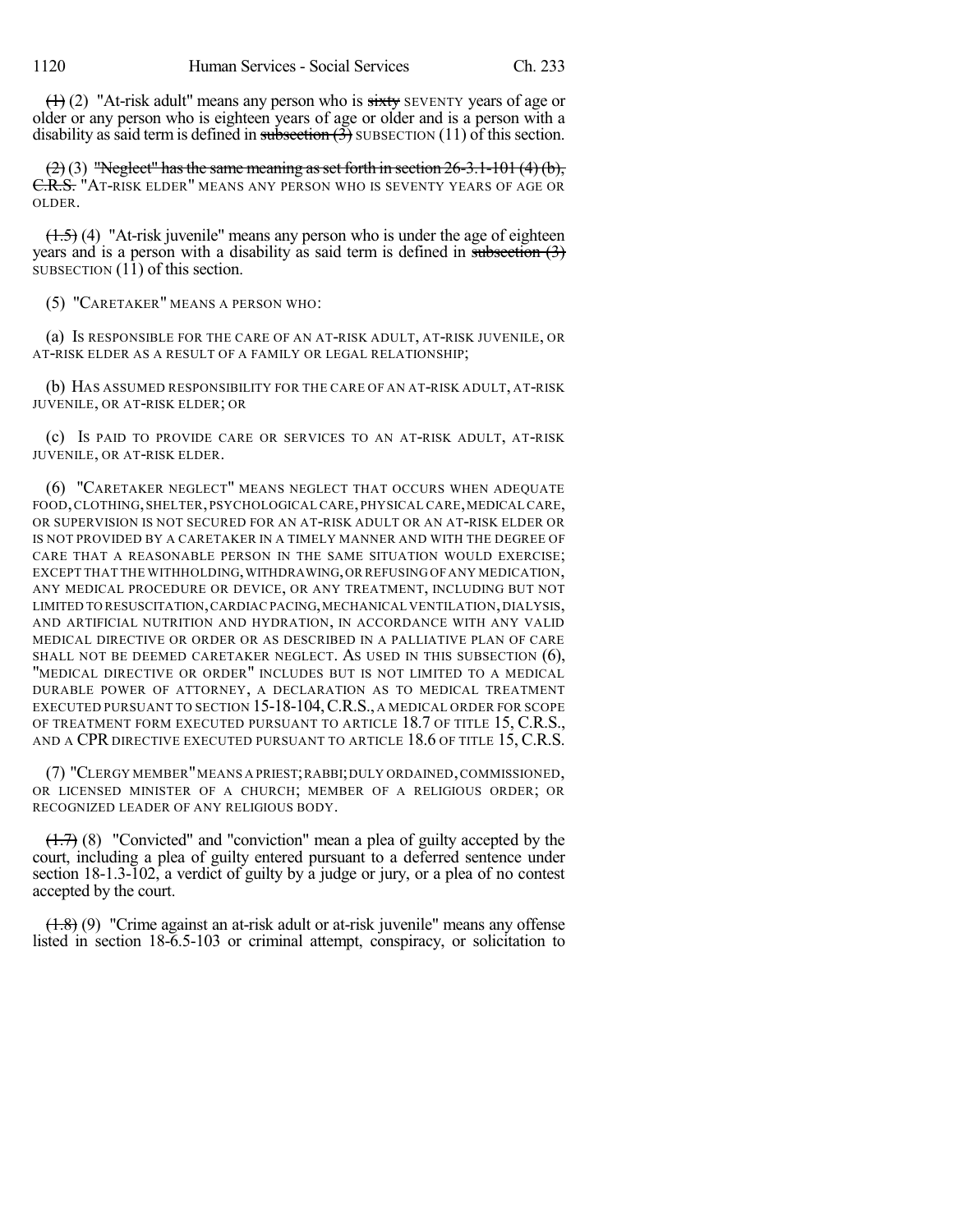~~(1)~~ (2) "At-risk adult" means any person who is ~~sixty~~ SEVENTY years of age or older or any person who is eighteen years of age or older and is a person with a disability as said term is defined in ~~subsection (3)~~ SUBSECTION (11) of this section.

~~(2)~~ (3) ~~"Neglect" has the same meaning as set forth in section 26-3.1-101 (4) (b), C.R.S.~~ "AT-RISK ELDER" MEANS ANY PERSON WHO IS SEVENTY YEARS OF AGE OR OLDER.

~~(1.5)~~ (4) "At-risk juvenile" means any person who is under the age of eighteen years and is a person with a disability as said term is defined in ~~subsection (3)~~ SUBSECTION (11) of this section.

(5) "CARETAKER" MEANS A PERSON WHO:

(a) IS RESPONSIBLE FOR THE CARE OF AN AT-RISK ADULT, AT-RISK JUVENILE, OR AT-RISK ELDER AS A RESULT OF A FAMILY OR LEGAL RELATIONSHIP;

(b) HAS ASSUMED RESPONSIBILITY FOR THE CARE OF AN AT-RISK ADULT, AT-RISK JUVENILE, OR AT-RISK ELDER; OR

(c) IS PAID TO PROVIDE CARE OR SERVICES TO AN AT-RISK ADULT, AT-RISK JUVENILE, OR AT-RISK ELDER.

(6) "CARETAKER NEGLECT" MEANS NEGLECT THAT OCCURS WHEN ADEQUATE FOOD, CLOTHING, SHELTER, PSYCHOLOGICAL CARE, PHYSICAL CARE, MEDICAL CARE, OR SUPERVISION IS NOT SECURED FOR AN AT-RISK ADULT OR AN AT-RISK ELDER OR IS NOT PROVIDED BY A CARETAKER IN A TIMELY MANNER AND WITH THE DEGREE OF CARE THAT A REASONABLE PERSON IN THE SAME SITUATION WOULD EXERCISE; EXCEPT THAT THE WITHHOLDING, WITHDRAWING, OR REFUSING OF ANY MEDICATION, ANY MEDICAL PROCEDURE OR DEVICE, OR ANY TREATMENT, INCLUDING BUT NOT LIMITED TO RESUSCITATION, CARDIAC PACING, MECHANICAL VENTILATION, DIALYSIS, AND ARTIFICIAL NUTRITION AND HYDRATION, IN ACCORDANCE WITH ANY VALID MEDICAL DIRECTIVE OR ORDER OR AS DESCRIBED IN A PALLIATIVE PLAN OF CARE SHALL NOT BE DEEMED CARETAKER NEGLECT. AS USED IN THIS SUBSECTION (6), "MEDICAL DIRECTIVE OR ORDER" INCLUDES BUT IS NOT LIMITED TO A MEDICAL DURABLE POWER OF ATTORNEY, A DECLARATION AS TO MEDICAL TREATMENT EXECUTED PURSUANT TO SECTION 15-18-104, C.R.S., A MEDICAL ORDER FOR SCOPE OF TREATMENT FORM EXECUTED PURSUANT TO ARTICLE 18.7 OF TITLE 15, C.R.S., AND A CPR DIRECTIVE EXECUTED PURSUANT TO ARTICLE 18.6 OF TITLE 15, C.R.S.

(7) "CLERGY MEMBER" MEANS A PRIEST; RABBI; DULY ORDAINED, COMMISSIONED, OR LICENSED MINISTER OF A CHURCH; MEMBER OF A RELIGIOUS ORDER; OR RECOGNIZED LEADER OF ANY RELIGIOUS BODY.

~~(1.7)~~ (8) "Convicted" and "conviction" mean a plea of guilty accepted by the court, including a plea of guilty entered pursuant to a deferred sentence under section 18-1.3-102, a verdict of guilty by a judge or jury, or a plea of no contest accepted by the court.

~~(1.8)~~ (9) "Crime against an at-risk adult or at-risk juvenile" means any offense listed in section 18-6.5-103 or criminal attempt, conspiracy, or solicitation to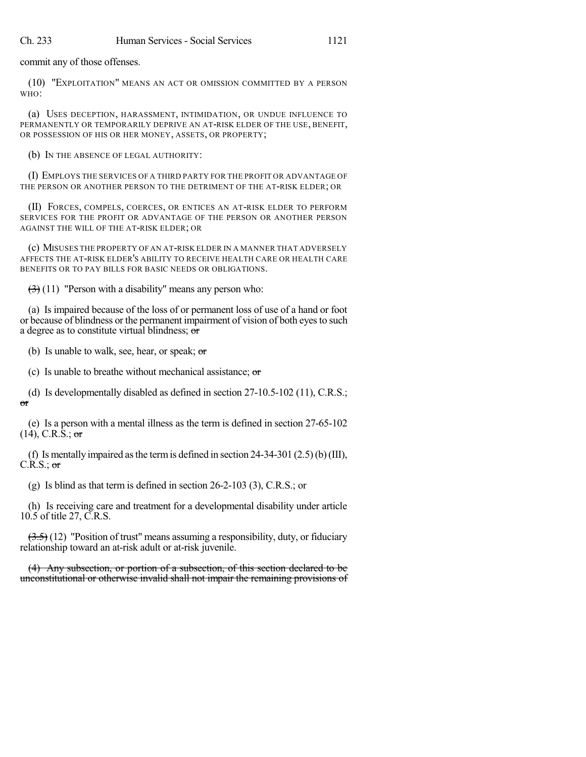commit any of those offenses.

(10) "EXPLOITATION" MEANS AN ACT OR OMISSION COMMITTED BY A PERSON WHO:

(a) USES DECEPTION, HARASSMENT, INTIMIDATION, OR UNDUE INFLUENCE TO PERMANENTLY OR TEMPORARILY DEPRIVE AN AT-RISK ELDER OF THE USE, BENEFIT, OR POSSESSION OF HIS OR HER MONEY, ASSETS, OR PROPERTY;

(b) IN THE ABSENCE OF LEGAL AUTHORITY:

(I) EMPLOYS THE SERVICES OF A THIRD PARTY FOR THE PROFIT OR ADVANTAGE OF THE PERSON OR ANOTHER PERSON TO THE DETRIMENT OF THE AT-RISK ELDER; OR

(II) FORCES, COMPELS, COERCES, OR ENTICES AN AT-RISK ELDER TO PERFORM SERVICES FOR THE PROFIT OR ADVANTAGE OF THE PERSON OR ANOTHER PERSON AGAINST THE WILL OF THE AT-RISK ELDER; OR

(c) MISUSES THE PROPERTY OF AN AT-RISK ELDER IN A MANNER THAT ADVERSELY AFFECTS THE AT-RISK ELDER'S ABILITY TO RECEIVE HEALTH CARE OR HEALTH CARE BENEFITS OR TO PAY BILLS FOR BASIC NEEDS OR OBLIGATIONS.

~~(3)~~ (11) "Person with a disability" means any person who:

(a) Is impaired because of the loss of or permanent loss of use of a hand or foot or because of blindness or the permanent impairment of vision of both eyes to such a degree as to constitute virtual blindness; ~~or~~

(b) Is unable to walk, see, hear, or speak; ~~or~~

(c) Is unable to breathe without mechanical assistance; ~~or~~

(d) Is developmentally disabled as defined in section 27-10.5-102 (11), C.R.S.; ~~or~~

(e) Is a person with a mental illness as the term is defined in section 27-65-102 (14), C.R.S.; ~~or~~

(f) Is mentally impaired as the term is defined in section 24-34-301 (2.5) (b) (III), C.R.S.; ~~or~~

(g) Is blind as that term is defined in section 26-2-103 (3), C.R.S.; or

(h) Is receiving care and treatment for a developmental disability under article 10.5 of title 27, C.R.S.

~~(3.5)~~ (12) "Position of trust" means assuming a responsibility, duty, or fiduciary relationship toward an at-risk adult or at-risk juvenile.

~~(4) Any subsection, or portion of a subsection, of this section declared to be unconstitutional or otherwise invalid shall not impair the remaining provisions of~~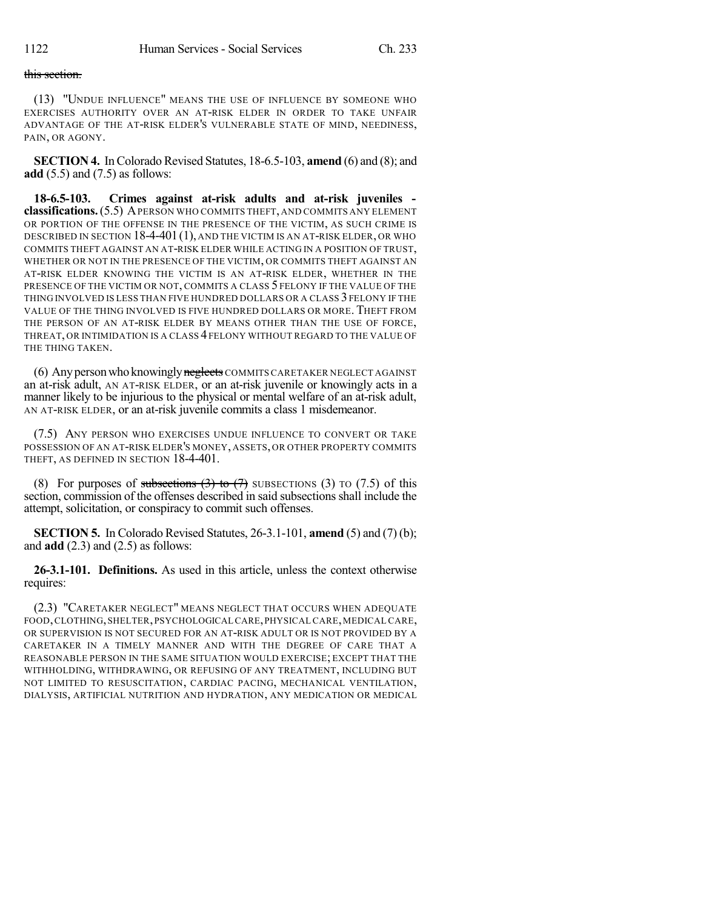~~this section.~~

(13) "UNDUE INFLUENCE" MEANS THE USE OF INFLUENCE BY SOMEONE WHO EXERCISES AUTHORITY OVER AN AT-RISK ELDER IN ORDER TO TAKE UNFAIR ADVANTAGE OF THE AT-RISK ELDER'S VULNERABLE STATE OF MIND, NEEDINESS, PAIN, OR AGONY.

**SECTION 4.** In Colorado Revised Statutes, 18-6.5-103, **amend** (6) and (8); and **add** (5.5) and (7.5) as follows:

**18-6.5-103. Crimes against at-risk adults and at-risk juveniles - classifications.** (5.5) A PERSON WHO COMMITS THEFT, AND COMMITS ANY ELEMENT OR PORTION OF THE OFFENSE IN THE PRESENCE OF THE VICTIM, AS SUCH CRIME IS DESCRIBED IN SECTION 18-4-401 (1), AND THE VICTIM IS AN AT-RISK ELDER, OR WHO COMMITS THEFT AGAINST AN AT-RISK ELDER WHILE ACTING IN A POSITION OF TRUST, WHETHER OR NOT IN THE PRESENCE OF THE VICTIM, OR COMMITS THEFT AGAINST AN AT-RISK ELDER KNOWING THE VICTIM IS AN AT-RISK ELDER, WHETHER IN THE PRESENCE OF THE VICTIM OR NOT, COMMITS A CLASS 5 FELONY IF THE VALUE OF THE THING INVOLVED IS LESS THAN FIVE HUNDRED DOLLARS OR A CLASS 3 FELONY IF THE VALUE OF THE THING INVOLVED IS FIVE HUNDRED DOLLARS OR MORE. THEFT FROM THE PERSON OF AN AT-RISK ELDER BY MEANS OTHER THAN THE USE OF FORCE, THREAT, OR INTIMIDATION IS A CLASS 4 FELONY WITHOUT REGARD TO THE VALUE OF THE THING TAKEN.

(6) Any person who knowingly ~~neglects~~ COMMITS CARETAKER NEGLECT AGAINST an at-risk adult, AN AT-RISK ELDER, or an at-risk juvenile or knowingly acts in a manner likely to be injurious to the physical or mental welfare of an at-risk adult, AN AT-RISK ELDER, or an at-risk juvenile commits a class 1 misdemeanor.

(7.5) ANY PERSON WHO EXERCISES UNDUE INFLUENCE TO CONVERT OR TAKE POSSESSION OF AN AT-RISK ELDER'S MONEY, ASSETS, OR OTHER PROPERTY COMMITS THEFT, AS DEFINED IN SECTION 18-4-401.

(8) For purposes of ~~subsections (3) to (7)~~ SUBSECTIONS (3) TO (7.5) of this section, commission of the offenses described in said subsections shall include the attempt, solicitation, or conspiracy to commit such offenses.

**SECTION 5.** In Colorado Revised Statutes, 26-3.1-101, **amend** (5) and (7) (b); and **add** (2.3) and (2.5) as follows:

**26-3.1-101. Definitions.** As used in this article, unless the context otherwise requires:

(2.3) "CARETAKER NEGLECT" MEANS NEGLECT THAT OCCURS WHEN ADEQUATE FOOD, CLOTHING, SHELTER, PSYCHOLOGICAL CARE, PHYSICAL CARE, MEDICAL CARE, OR SUPERVISION IS NOT SECURED FOR AN AT-RISK ADULT OR IS NOT PROVIDED BY A CARETAKER IN A TIMELY MANNER AND WITH THE DEGREE OF CARE THAT A REASONABLE PERSON IN THE SAME SITUATION WOULD EXERCISE; EXCEPT THAT THE WITHHOLDING, WITHDRAWING, OR REFUSING OF ANY TREATMENT, INCLUDING BUT NOT LIMITED TO RESUSCITATION, CARDIAC PACING, MECHANICAL VENTILATION, DIALYSIS, ARTIFICIAL NUTRITION AND HYDRATION, ANY MEDICATION OR MEDICAL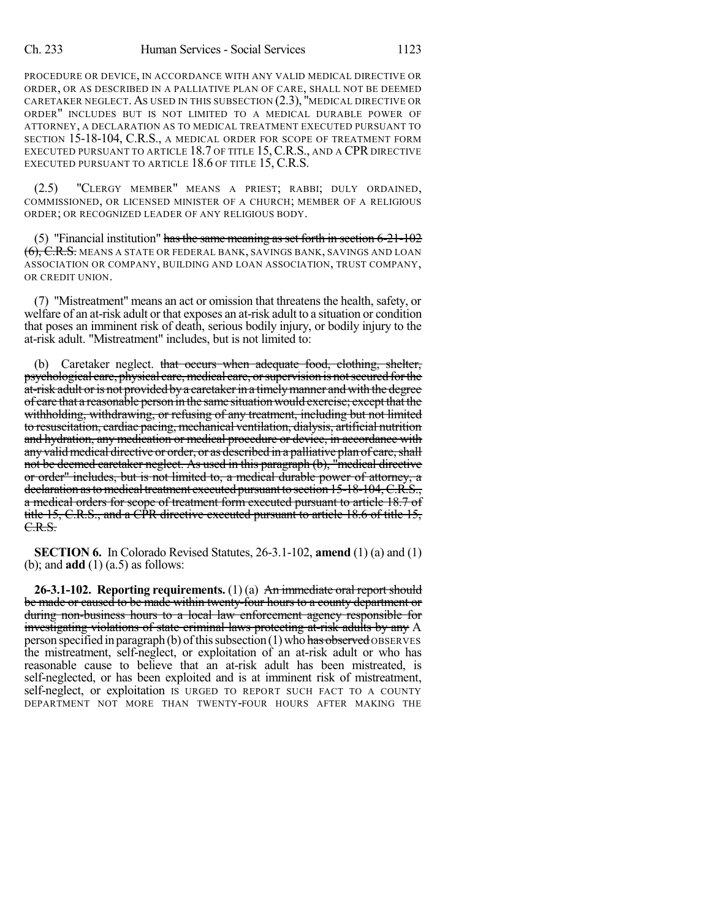PROCEDURE OR DEVICE, IN ACCORDANCE WITH ANY VALID MEDICAL DIRECTIVE OR ORDER, OR AS DESCRIBED IN A PALLIATIVE PLAN OF CARE, SHALL NOT BE DEEMED CARETAKER NEGLECT. AS USED IN THIS SUBSECTION (2.3), "MEDICAL DIRECTIVE OR ORDER" INCLUDES BUT IS NOT LIMITED TO A MEDICAL DURABLE POWER OF ATTORNEY, A DECLARATION AS TO MEDICAL TREATMENT EXECUTED PURSUANT TO SECTION 15-18-104, C.R.S., A MEDICAL ORDER FOR SCOPE OF TREATMENT FORM EXECUTED PURSUANT TO ARTICLE 18.7 OF TITLE 15, C.R.S., AND A CPR DIRECTIVE EXECUTED PURSUANT TO ARTICLE 18.6 OF TITLE 15, C.R.S.

(2.5) "CLERGY MEMBER" MEANS A PRIEST; RABBI; DULY ORDAINED, COMMISSIONED, OR LICENSED MINISTER OF A CHURCH; MEMBER OF A RELIGIOUS ORDER; OR RECOGNIZED LEADER OF ANY RELIGIOUS BODY.

(5) "Financial institution" ~~has the same meaning as set forth in section 6-21-102 (6), C.R.S.~~ MEANS A STATE OR FEDERAL BANK, SAVINGS BANK, SAVINGS AND LOAN ASSOCIATION OR COMPANY, BUILDING AND LOAN ASSOCIATION, TRUST COMPANY, OR CREDIT UNION.

(7) "Mistreatment" means an act or omission that threatens the health, safety, or welfare of an at-risk adult or that exposes an at-risk adult to a situation or condition that poses an imminent risk of death, serious bodily injury, or bodily injury to the at-risk adult. "Mistreatment" includes, but is not limited to:

(b) Caretaker neglect. ~~that occurs when adequate food, clothing, shelter, psychological care, physical care, medical care, or supervision is not secured for the at-risk adult or is not provided by a caretaker in a timely manner and with the degree of care that a reasonable person in the same situation would exercise; except that the withholding, withdrawing, or refusing of any treatment, including but not limited to resuscitation, cardiac pacing, mechanical ventilation, dialysis, artificial nutrition and hydration, any medication or medical procedure or device, in accordance with any valid medical directive or order, or as described in a palliative plan of care, shall not be deemed caretaker neglect. As used in this paragraph (b), "medical directive or order" includes, but is not limited to, a medical durable power of attorney, a declaration as to medical treatment executed pursuant to section 15-18-104, C.R.S., a medical orders for scope of treatment form executed pursuant to article 18.7 of title 15, C.R.S., and a CPR directive executed pursuant to article 18.6 of title 15, C.R.S.~~

**SECTION 6.** In Colorado Revised Statutes, 26-3.1-102, **amend** (1) (a) and (1) (b); and **add** (1) (a.5) as follows:

**26-3.1-102. Reporting requirements.** (1) (a) ~~An immediate oral report should be made or caused to be made within twenty-four hours to a county department or during non-business hours to a local law enforcement agency responsible for investigating violations of state criminal laws protecting at-risk adults by any~~ A person specified in paragraph (b) of this subsection (1) who ~~has observed~~ OBSERVES the mistreatment, self-neglect, or exploitation of an at-risk adult or who has reasonable cause to believe that an at-risk adult has been mistreated, is self-neglected, or has been exploited and is at imminent risk of mistreatment, self-neglect, or exploitation IS URGED TO REPORT SUCH FACT TO A COUNTY DEPARTMENT NOT MORE THAN TWENTY-FOUR HOURS AFTER MAKING THE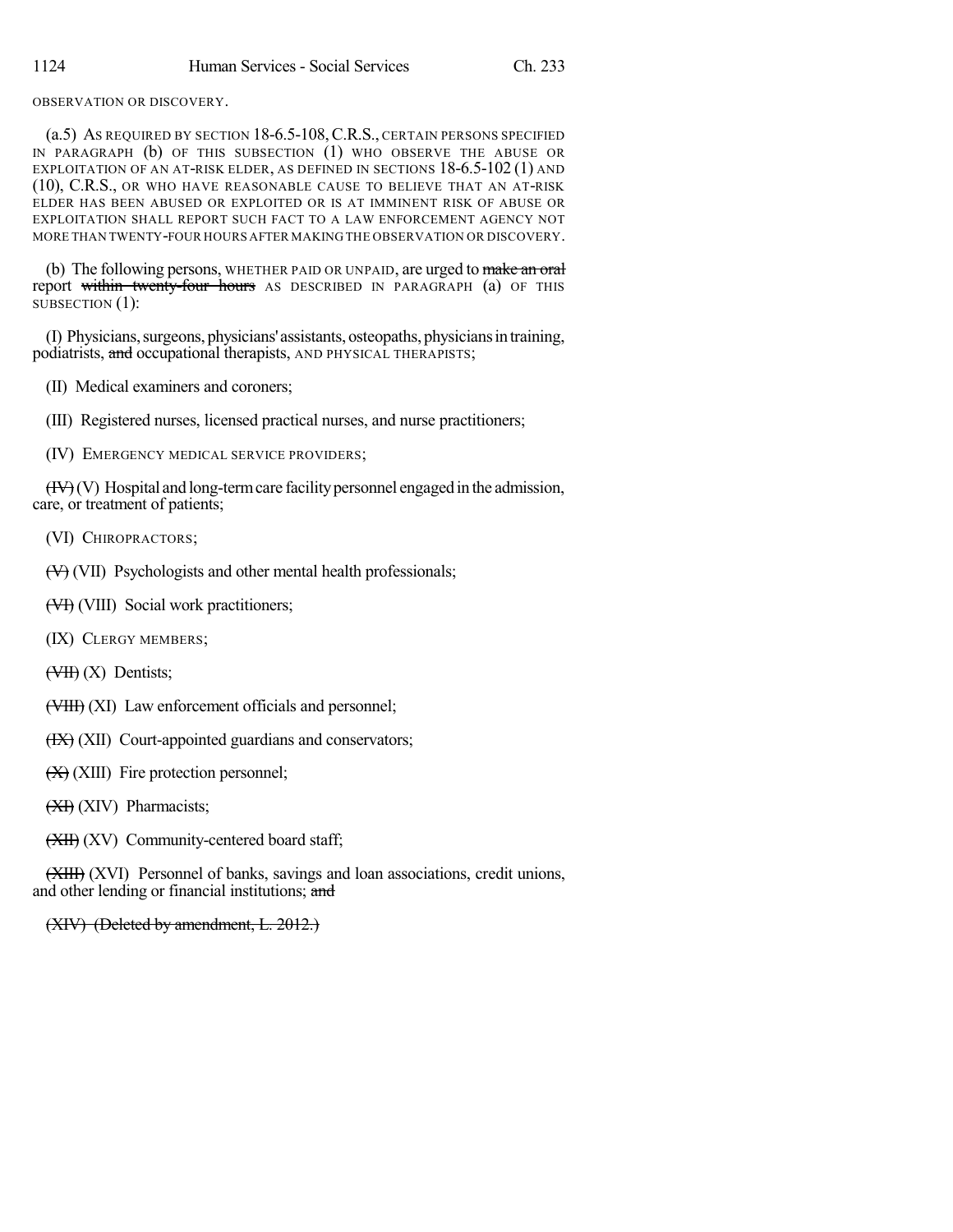OBSERVATION OR DISCOVERY.

(a.5) AS REQUIRED BY SECTION 18-6.5-108, C.R.S., CERTAIN PERSONS SPECIFIED IN PARAGRAPH (b) OF THIS SUBSECTION (1) WHO OBSERVE THE ABUSE OR EXPLOITATION OF AN AT-RISK ELDER, AS DEFINED IN SECTIONS 18-6.5-102 (1) AND (10), C.R.S., OR WHO HAVE REASONABLE CAUSE TO BELIEVE THAT AN AT-RISK ELDER HAS BEEN ABUSED OR EXPLOITED OR IS AT IMMINENT RISK OF ABUSE OR EXPLOITATION SHALL REPORT SUCH FACT TO A LAW ENFORCEMENT AGENCY NOT MORE THAN TWENTY-FOUR HOURS AFTER MAKING THE OBSERVATION OR DISCOVERY.

(b) The following persons, WHETHER PAID OR UNPAID, are urged to ~~make an oral~~ report ~~within twenty-four hours~~ AS DESCRIBED IN PARAGRAPH (a) OF THIS SUBSECTION (1):

(I) Physicians, surgeons, physicians' assistants, osteopaths, physicians in training, podiatrists, ~~and~~ occupational therapists, AND PHYSICAL THERAPISTS;

(II) Medical examiners and coroners;

(III) Registered nurses, licensed practical nurses, and nurse practitioners;

(IV) EMERGENCY MEDICAL SERVICE PROVIDERS;

~~(IV)~~ (V) Hospital and long-term care facility personnel engaged in the admission, care, or treatment of patients;

(VI) CHIROPRACTORS;

~~(V)~~ (VII) Psychologists and other mental health professionals;

~~(VI)~~ (VIII) Social work practitioners;

(IX) CLERGY MEMBERS;

~~(VII)~~ (X) Dentists;

~~(VIII)~~ (XI) Law enforcement officials and personnel;

~~(IX)~~ (XII) Court-appointed guardians and conservators;

~~(X)~~ (XIII) Fire protection personnel;

~~(XI)~~ (XIV) Pharmacists;

~~(XII)~~ (XV) Community-centered board staff;

~~(XIII)~~ (XVI) Personnel of banks, savings and loan associations, credit unions, and other lending or financial institutions; ~~and~~

~~(XIV) (Deleted by amendment, L. 2012.)~~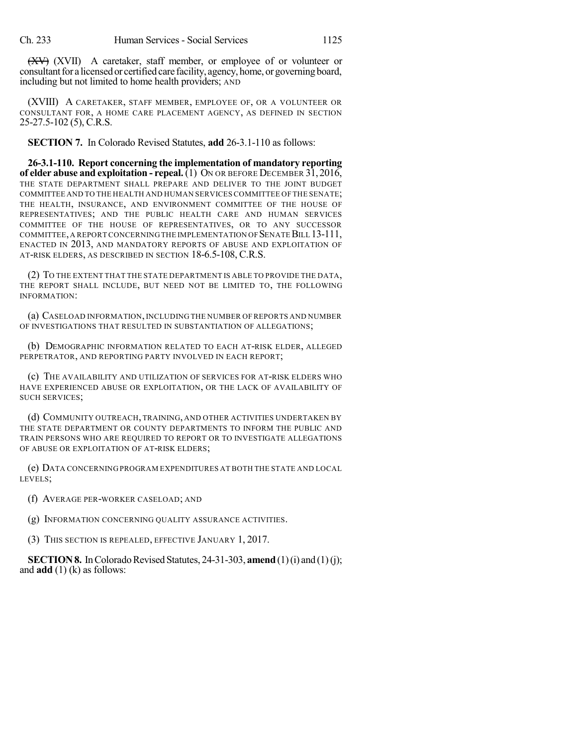~~(XV)~~ (XVII) A caretaker, staff member, or employee of or volunteer or consultant for a licensed or certified care facility, agency, home, or governing board, including but not limited to home health providers; AND

(XVIII) A CARETAKER, STAFF MEMBER, EMPLOYEE OF, OR A VOLUNTEER OR CONSULTANT FOR, A HOME CARE PLACEMENT AGENCY, AS DEFINED IN SECTION 25-27.5-102 (5), C.R.S.

**SECTION 7.** In Colorado Revised Statutes, **add** 26-3.1-110 as follows:

**26-3.1-110. Report concerning the implementation of mandatory reporting of elder abuse and exploitation - repeal.** (1) ON OR BEFORE DECEMBER 31, 2016, THE STATE DEPARTMENT SHALL PREPARE AND DELIVER TO THE JOINT BUDGET COMMITTEE AND TO THE HEALTH AND HUMAN SERVICES COMMITTEE OF THE SENATE; THE HEALTH, INSURANCE, AND ENVIRONMENT COMMITTEE OF THE HOUSE OF REPRESENTATIVES; AND THE PUBLIC HEALTH CARE AND HUMAN SERVICES COMMITTEE OF THE HOUSE OF REPRESENTATIVES, OR TO ANY SUCCESSOR COMMITTEE, A REPORT CONCERNING THE IMPLEMENTATION OF SENATE BILL 13-111, ENACTED IN 2013, AND MANDATORY REPORTS OF ABUSE AND EXPLOITATION OF AT-RISK ELDERS, AS DESCRIBED IN SECTION 18-6.5-108, C.R.S.

(2) TO THE EXTENT THAT THE STATE DEPARTMENT IS ABLE TO PROVIDE THE DATA, THE REPORT SHALL INCLUDE, BUT NEED NOT BE LIMITED TO, THE FOLLOWING INFORMATION:

(a) CASELOAD INFORMATION, INCLUDING THE NUMBER OF REPORTS AND NUMBER OF INVESTIGATIONS THAT RESULTED IN SUBSTANTIATION OF ALLEGATIONS;

(b) DEMOGRAPHIC INFORMATION RELATED TO EACH AT-RISK ELDER, ALLEGED PERPETRATOR, AND REPORTING PARTY INVOLVED IN EACH REPORT;

(c) THE AVAILABILITY AND UTILIZATION OF SERVICES FOR AT-RISK ELDERS WHO HAVE EXPERIENCED ABUSE OR EXPLOITATION, OR THE LACK OF AVAILABILITY OF SUCH SERVICES;

(d) COMMUNITY OUTREACH, TRAINING, AND OTHER ACTIVITIES UNDERTAKEN BY THE STATE DEPARTMENT OR COUNTY DEPARTMENTS TO INFORM THE PUBLIC AND TRAIN PERSONS WHO ARE REQUIRED TO REPORT OR TO INVESTIGATE ALLEGATIONS OF ABUSE OR EXPLOITATION OF AT-RISK ELDERS;

(e) DATA CONCERNING PROGRAM EXPENDITURES AT BOTH THE STATE AND LOCAL LEVELS;

(f) AVERAGE PER-WORKER CASELOAD; AND

(g) INFORMATION CONCERNING QUALITY ASSURANCE ACTIVITIES.

(3) THIS SECTION IS REPEALED, EFFECTIVE JANUARY 1, 2017.

**SECTION 8.** In Colorado Revised Statutes, 24-31-303, **amend** (1) (i) and (1) (j); and **add** (1) (k) as follows: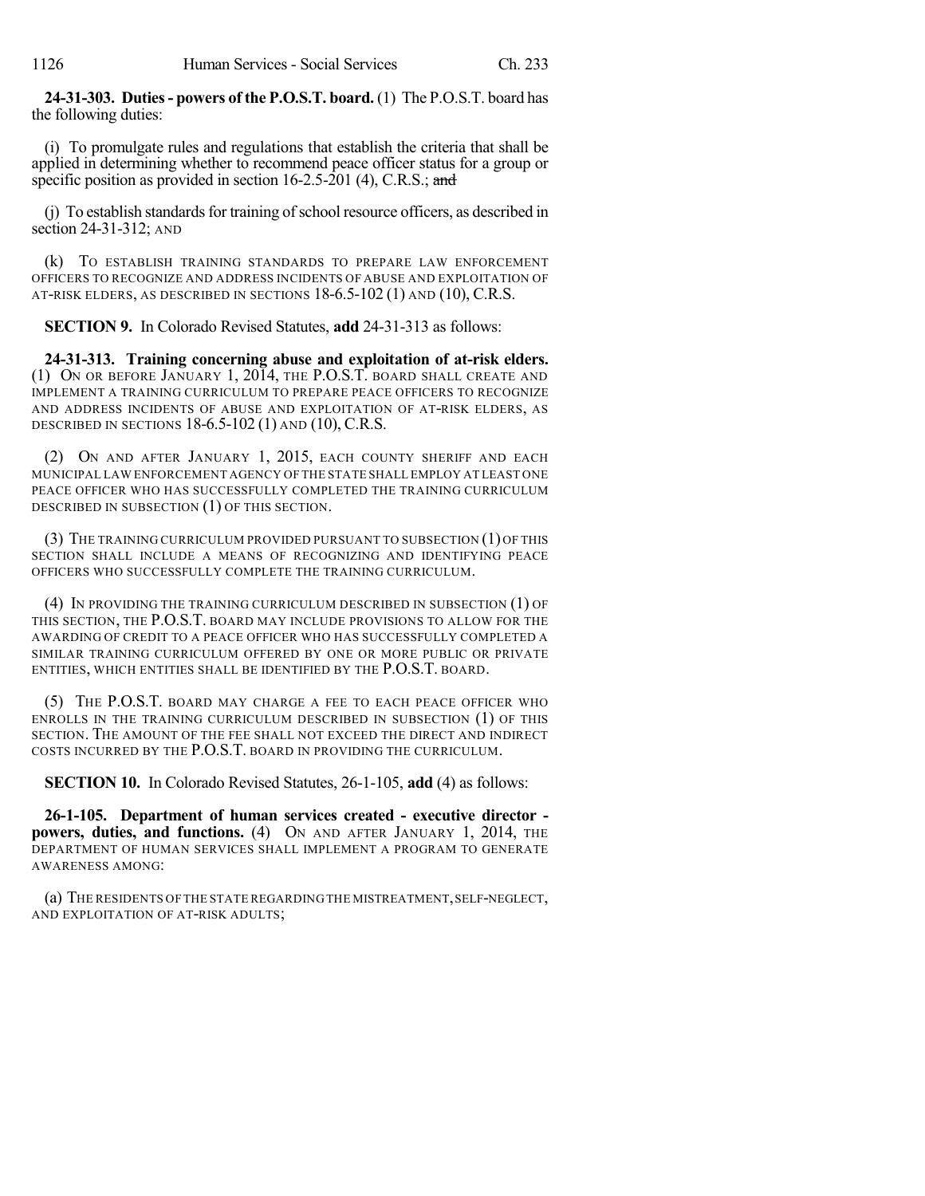**24-31-303. Duties - powers of the P.O.S.T. board.** (1) The P.O.S.T. board has the following duties:

(i) To promulgate rules and regulations that establish the criteria that shall be applied in determining whether to recommend peace officer status for a group or specific position as provided in section 16-2.5-201 (4), C.R.S.; ~~and~~

(j) To establish standards for training of school resource officers, as described in section 24-31-312; AND

(k) TO ESTABLISH TRAINING STANDARDS TO PREPARE LAW ENFORCEMENT OFFICERS TO RECOGNIZE AND ADDRESS INCIDENTS OF ABUSE AND EXPLOITATION OF AT-RISK ELDERS, AS DESCRIBED IN SECTIONS 18-6.5-102 (1) AND (10), C.R.S.

**SECTION 9.** In Colorado Revised Statutes, **add** 24-31-313 as follows:

**24-31-313. Training concerning abuse and exploitation of at-risk elders.** (1) ON OR BEFORE JANUARY 1, 2014, THE P.O.S.T. BOARD SHALL CREATE AND IMPLEMENT A TRAINING CURRICULUM TO PREPARE PEACE OFFICERS TO RECOGNIZE AND ADDRESS INCIDENTS OF ABUSE AND EXPLOITATION OF AT-RISK ELDERS, AS DESCRIBED IN SECTIONS 18-6.5-102 (1) AND (10), C.R.S.

(2) ON AND AFTER JANUARY 1, 2015, EACH COUNTY SHERIFF AND EACH MUNICIPAL LAW ENFORCEMENT AGENCY OF THE STATE SHALL EMPLOY AT LEAST ONE PEACE OFFICER WHO HAS SUCCESSFULLY COMPLETED THE TRAINING CURRICULUM DESCRIBED IN SUBSECTION (1) OF THIS SECTION.

(3) THE TRAINING CURRICULUM PROVIDED PURSUANT TO SUBSECTION (1) OF THIS SECTION SHALL INCLUDE A MEANS OF RECOGNIZING AND IDENTIFYING PEACE OFFICERS WHO SUCCESSFULLY COMPLETE THE TRAINING CURRICULUM.

(4) IN PROVIDING THE TRAINING CURRICULUM DESCRIBED IN SUBSECTION (1) OF THIS SECTION, THE P.O.S.T. BOARD MAY INCLUDE PROVISIONS TO ALLOW FOR THE AWARDING OF CREDIT TO A PEACE OFFICER WHO HAS SUCCESSFULLY COMPLETED A SIMILAR TRAINING CURRICULUM OFFERED BY ONE OR MORE PUBLIC OR PRIVATE ENTITIES, WHICH ENTITIES SHALL BE IDENTIFIED BY THE P.O.S.T. BOARD.

(5) THE P.O.S.T. BOARD MAY CHARGE A FEE TO EACH PEACE OFFICER WHO ENROLLS IN THE TRAINING CURRICULUM DESCRIBED IN SUBSECTION (1) OF THIS SECTION. THE AMOUNT OF THE FEE SHALL NOT EXCEED THE DIRECT AND INDIRECT COSTS INCURRED BY THE P.O.S.T. BOARD IN PROVIDING THE CURRICULUM.

**SECTION 10.** In Colorado Revised Statutes, 26-1-105, **add** (4) as follows:

**26-1-105. Department of human services created - executive director - powers, duties, and functions.** (4) ON AND AFTER JANUARY 1, 2014, THE DEPARTMENT OF HUMAN SERVICES SHALL IMPLEMENT A PROGRAM TO GENERATE AWARENESS AMONG:

(a) THE RESIDENTS OF THE STATE REGARDING THE MISTREATMENT, SELF-NEGLECT, AND EXPLOITATION OF AT-RISK ADULTS;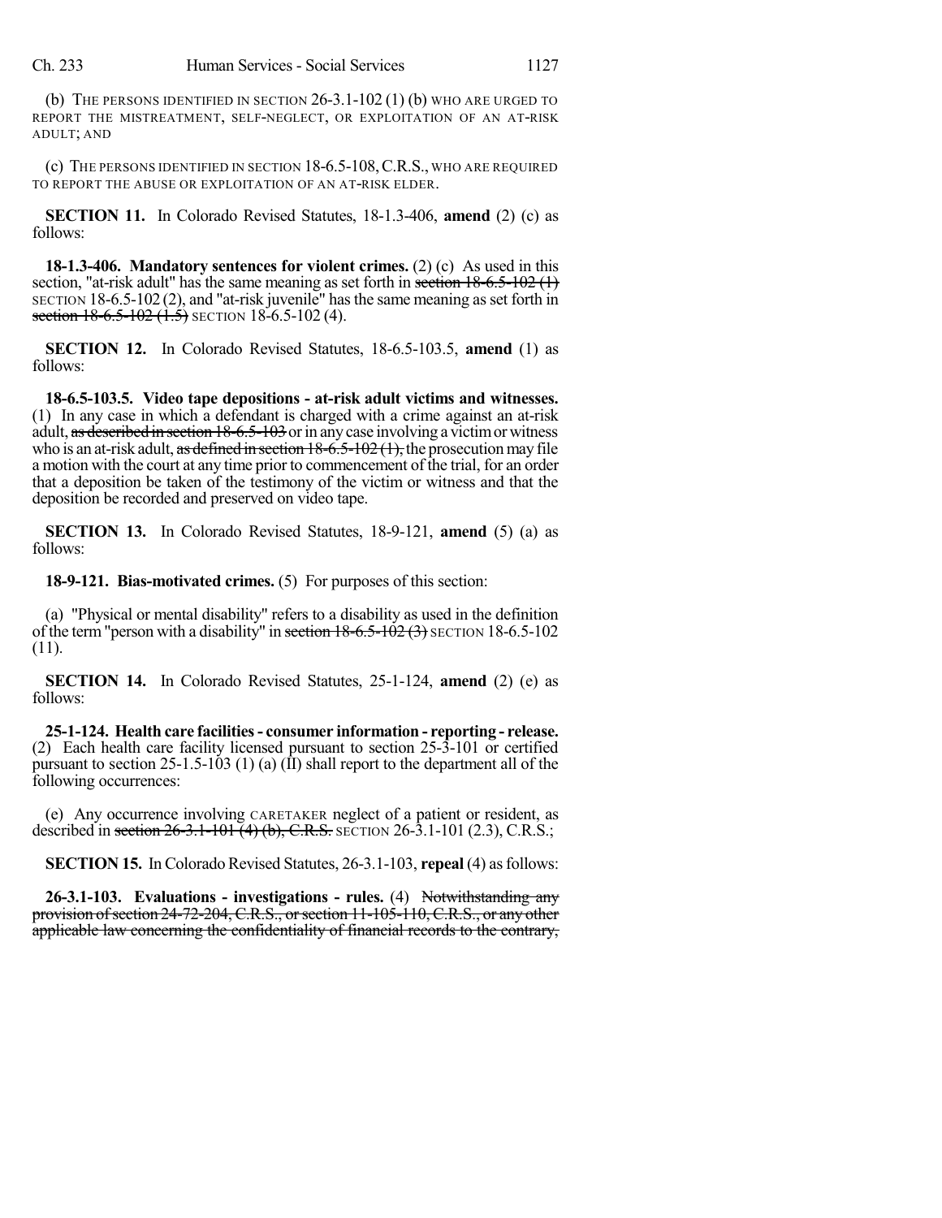(b) THE PERSONS IDENTIFIED IN SECTION 26-3.1-102 (1) (b) WHO ARE URGED TO REPORT THE MISTREATMENT, SELF-NEGLECT, OR EXPLOITATION OF AN AT-RISK ADULT; AND

(c) THE PERSONS IDENTIFIED IN SECTION 18-6.5-108, C.R.S., WHO ARE REQUIRED TO REPORT THE ABUSE OR EXPLOITATION OF AN AT-RISK ELDER.

**SECTION 11.** In Colorado Revised Statutes, 18-1.3-406, **amend** (2) (c) as follows:

**18-1.3-406. Mandatory sentences for violent crimes.** (2) (c) As used in this section, "at-risk adult" has the same meaning as set forth in ~~section 18-6.5-102 (1)~~ SECTION 18-6.5-102 (2), and "at-risk juvenile" has the same meaning as set forth in ~~section 18-6.5-102 (1.5)~~ SECTION 18-6.5-102 (4).

**SECTION 12.** In Colorado Revised Statutes, 18-6.5-103.5, **amend** (1) as follows:

**18-6.5-103.5. Video tape depositions - at-risk adult victims and witnesses.** (1) In any case in which a defendant is charged with a crime against an at-risk adult, ~~as described in section 18-6.5-103~~ or in any case involving a victim or witness who is an at-risk adult, ~~as defined in section 18-6.5-102 (1),~~ the prosecution may file a motion with the court at any time prior to commencement of the trial, for an order that a deposition be taken of the testimony of the victim or witness and that the deposition be recorded and preserved on video tape.

**SECTION 13.** In Colorado Revised Statutes, 18-9-121, **amend** (5) (a) as follows:

**18-9-121. Bias-motivated crimes.** (5) For purposes of this section:

(a) "Physical or mental disability" refers to a disability as used in the definition of the term "person with a disability" in ~~section 18-6.5-102 (3)~~ SECTION 18-6.5-102 (11).

**SECTION 14.** In Colorado Revised Statutes, 25-1-124, **amend** (2) (e) as follows:

**25-1-124. Health care facilities - consumer information - reporting - release.** (2) Each health care facility licensed pursuant to section 25-3-101 or certified pursuant to section 25-1.5-103 (1) (a) (II) shall report to the department all of the following occurrences:

(e) Any occurrence involving CARETAKER neglect of a patient or resident, as described in ~~section 26-3.1-101 (4) (b), C.R.S.~~ SECTION 26-3.1-101 (2.3), C.R.S.;

**SECTION 15.** In Colorado Revised Statutes, 26-3.1-103, **repeal** (4) as follows:

**26-3.1-103. Evaluations - investigations - rules.** (4) ~~Notwithstanding any provision of section 24-72-204, C.R.S., or section 11-105-110, C.R.S., or any other applicable law concerning the confidentiality of financial records to the contrary,~~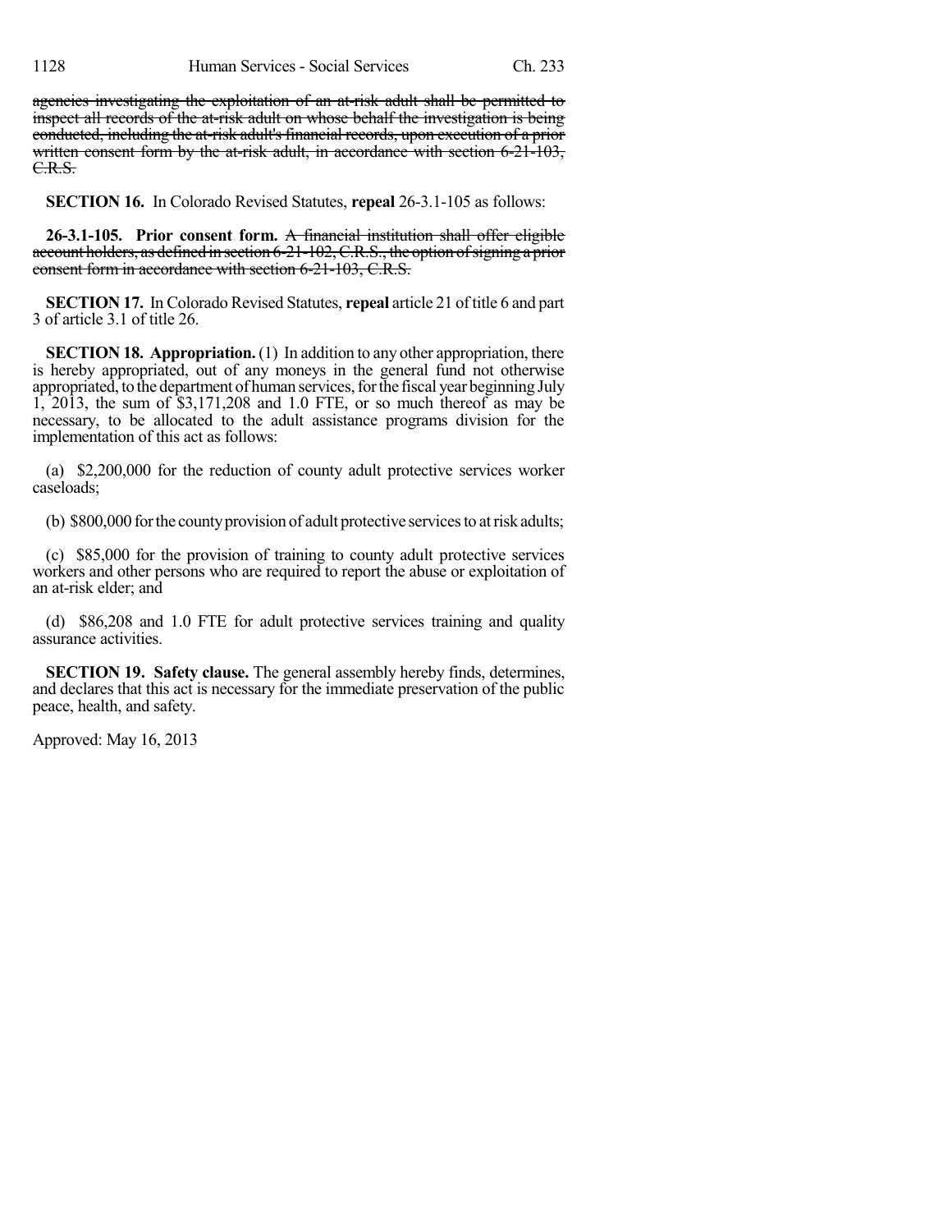~~agencies investigating the exploitation of an at-risk adult shall be permitted to inspect all records of the at-risk adult on whose behalf the investigation is being conducted, including the at-risk adult's financial records, upon execution of a prior written consent form by the at-risk adult, in accordance with section 6-21-103, C.R.S.~~

**SECTION 16.** In Colorado Revised Statutes, **repeal** 26-3.1-105 as follows:

**26-3.1-105. Prior consent form.** ~~A financial institution shall offer eligible account holders, as defined in section 6-21-102, C.R.S., the option of signing a prior consent form in accordance with section 6-21-103, C.R.S.~~

**SECTION 17.** In Colorado Revised Statutes, **repeal** article 21 of title 6 and part 3 of article 3.1 of title 26.

**SECTION 18. Appropriation.** (1) In addition to any other appropriation, there is hereby appropriated, out of any moneys in the general fund not otherwise appropriated, to the department of human services, for the fiscal year beginning July 1, 2013, the sum of $3,171,208 and 1.0 FTE, or so much thereof as may be necessary, to be allocated to the adult assistance programs division for the implementation of this act as follows:

(a) $2,200,000 for the reduction of county adult protective services worker caseloads;

(b) $800,000 for the county provision of adult protective services to at risk adults;

(c) $85,000 for the provision of training to county adult protective services workers and other persons who are required to report the abuse or exploitation of an at-risk elder; and

(d) $86,208 and 1.0 FTE for adult protective services training and quality assurance activities.

**SECTION 19. Safety clause.** The general assembly hereby finds, determines, and declares that this act is necessary for the immediate preservation of the public peace, health, and safety.

Approved: May 16, 2013